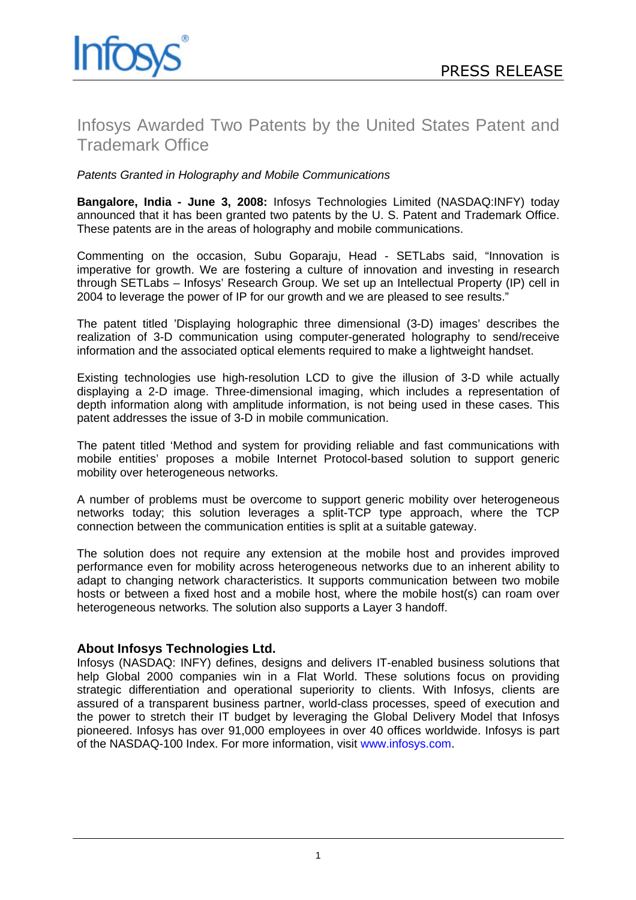Infosys®

PRESS RELEASE

# Infosys Awarded Two Patents by the United States Patent and Trademark Office

*Patents Granted in Holography and Mobile Communications*

**Bangalore, India - June 3, 2008:** Infosys Technologies Limited (NASDAQ:INFY) today announced that it has been granted two patents by the U. S. Patent and Trademark Office. These patents are in the areas of holography and mobile communications.

Commenting on the occasion, Subu Goparaju, Head - SETLabs said, "Innovation is imperative for growth. We are fostering a culture of innovation and investing in research through SETLabs – Infosys' Research Group. We set up an Intellectual Property (IP) cell in 2004 to leverage the power of IP for our growth and we are pleased to see results."

The patent titled 'Displaying holographic three dimensional (3-D) images' describes the realization of 3-D communication using computer-generated holography to send/receive information and the associated optical elements required to make a lightweight handset.

Existing technologies use high-resolution LCD to give the illusion of 3-D while actually displaying a 2-D image. Three-dimensional imaging, which includes a representation of depth information along with amplitude information, is not being used in these cases. This patent addresses the issue of 3-D in mobile communication.

The patent titled 'Method and system for providing reliable and fast communications with mobile entities' proposes a mobile Internet Protocol-based solution to support generic mobility over heterogeneous networks.

A number of problems must be overcome to support generic mobility over heterogeneous networks today; this solution leverages a split-TCP type approach, where the TCP connection between the communication entities is split at a suitable gateway.

The solution does not require any extension at the mobile host and provides improved performance even for mobility across heterogeneous networks due to an inherent ability to adapt to changing network characteristics. It supports communication between two mobile hosts or between a fixed host and a mobile host, where the mobile host(s) can roam over heterogeneous networks. The solution also supports a Layer 3 handoff.

### About Infosys Technologies Ltd.

Infosys (NASDAQ: INFY) defines, designs and delivers IT-enabled business solutions that help Global 2000 companies win in a Flat World. These solutions focus on providing strategic differentiation and operational superiority to clients. With Infosys, clients are assured of a transparent business partner, world-class processes, speed of execution and the power to stretch their IT budget by leveraging the Global Delivery Model that Infosys pioneered. Infosys has over 91,000 employees in over 40 offices worldwide. Infosys is part of the NASDAQ-100 Index. For more information, visit www.infosys.com.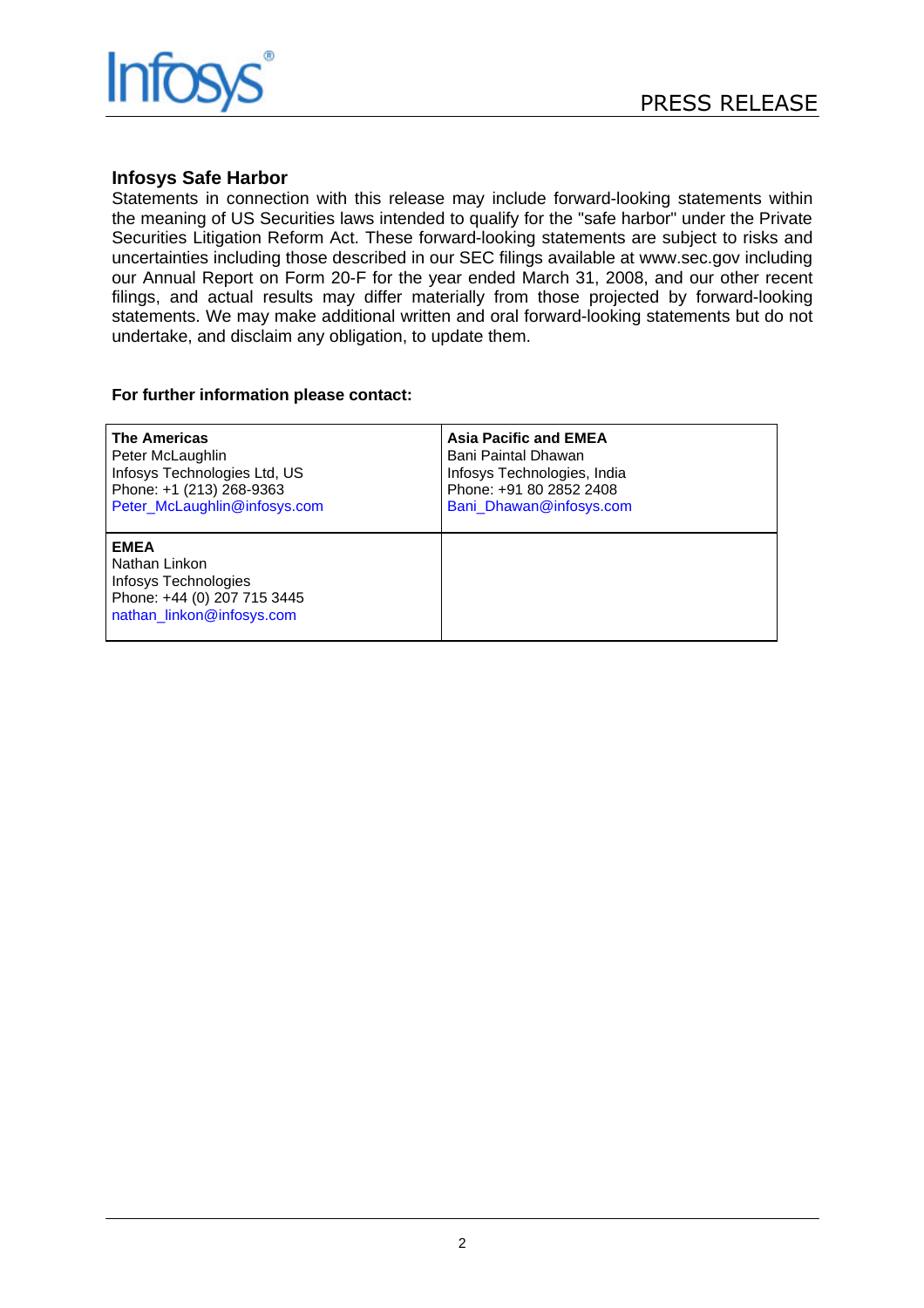## Infosys Safe Harbor

Statements in connection with this release may include forward-looking statements within the meaning of US Securities laws intended to qualify for the "safe harbor" under the Private Securities Litigation Reform Act. These forward-looking statements are subject to risks and uncertainties including those described in our SEC filings available at www.sec.gov including our Annual Report on Form 20-F for the year ended March 31, 2008, and our other recent filings, and actual results may differ materially from those projected by forward-looking statements. We may make additional written and oral forward-looking statements but do not undertake, and disclaim any obligation, to update them.

**For further information please contact:**

| | |
|---|---|
| **The Americas**<br>Peter McLaughlin<br>Infosys Technologies Ltd, US<br>Phone: +1 (213) 268-9363<br>Peter_McLaughlin@infosys.com | **Asia Pacific and EMEA**<br>Bani Paintal Dhawan<br>Infosys Technologies, India<br>Phone: +91 80 2852 2408<br>Bani_Dhawan@infosys.com |
| **EMEA**<br>Nathan Linkon<br>Infosys Technologies<br>Phone: +44 (0) 207 715 3445<br>nathan_linkon@infosys.com | |